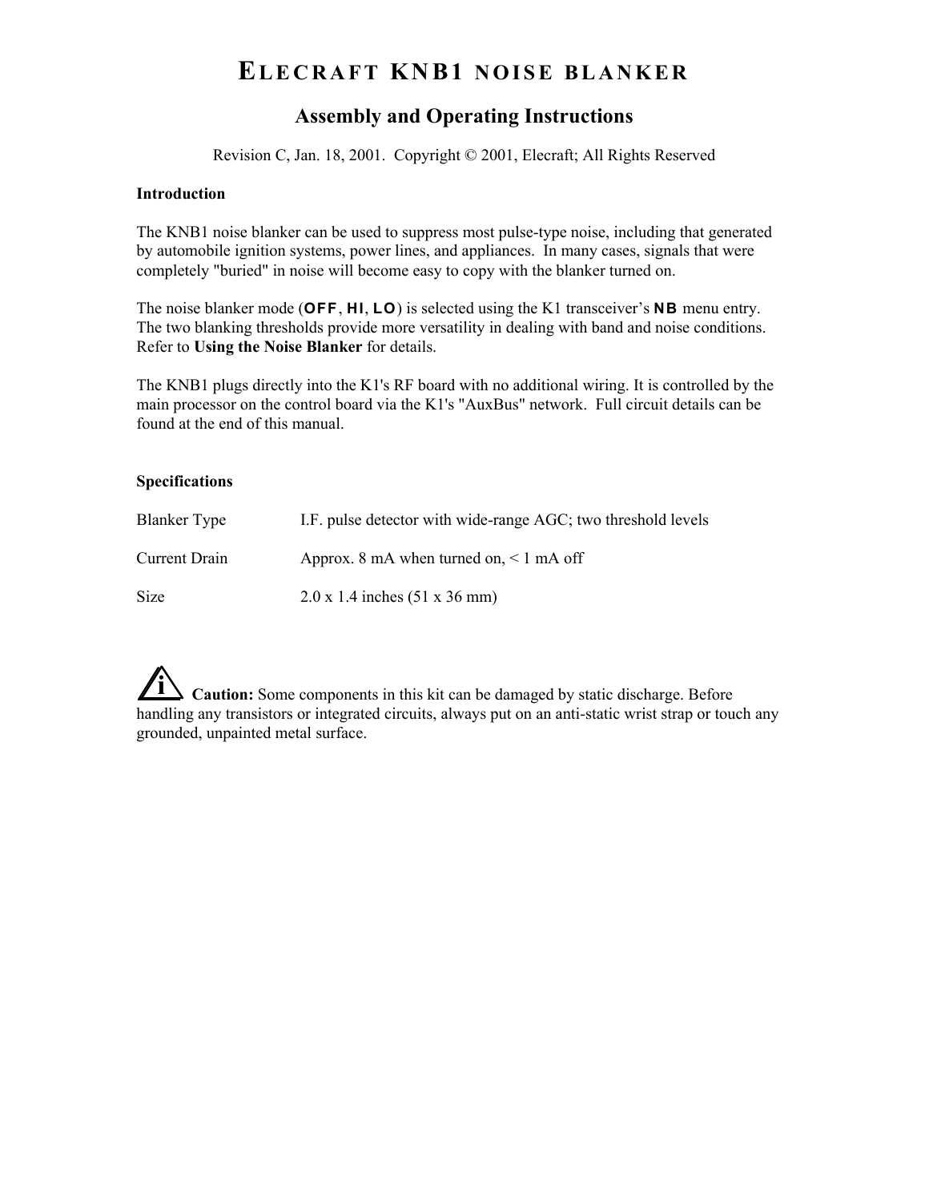# ELECRAFT KNB1 NOISE BLANKER

## Assembly and Operating Instructions

Revision C, Jan. 18, 2001. Copyright © 2001, Elecraft; All Rights Reserved

**Introduction**

The KNB1 noise blanker can be used to suppress most pulse-type noise, including that generated by automobile ignition systems, power lines, and appliances. In many cases, signals that were completely "buried" in noise will become easy to copy with the blanker turned on.

The noise blanker mode (**OFF**, **HI**, **LO**) is selected using the K1 transceiver's **NB** menu entry. The two blanking thresholds provide more versatility in dealing with band and noise conditions. Refer to **Using the Noise Blanker** for details.

The KNB1 plugs directly into the K1's RF board with no additional wiring. It is controlled by the main processor on the control board via the K1's "AuxBus" network. Full circuit details can be found at the end of this manual.

**Specifications**

| | |
|---|---|
| Blanker Type | I.F. pulse detector with wide-range AGC; two threshold levels |
| Current Drain | Approx. 8 mA when turned on, < 1 mA off |
| Size | 2.0 x 1.4 inches (51 x 36 mm) |

**Caution:** Some components in this kit can be damaged by static discharge. Before handling any transistors or integrated circuits, always put on an anti-static wrist strap or touch any grounded, unpainted metal surface.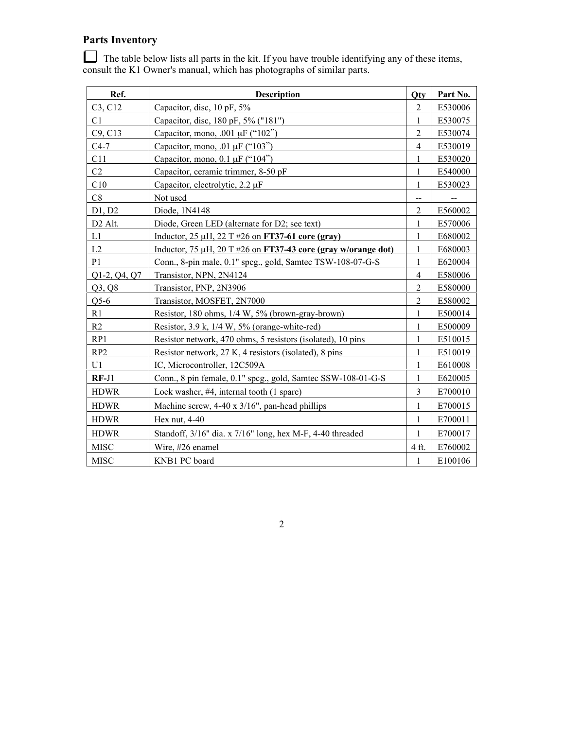## Parts Inventory

☐ The table below lists all parts in the kit. If you have trouble identifying any of these items, consult the K1 Owner's manual, which has photographs of similar parts.

| Ref. | Description | Qty | Part No. |
|---|---|---|---|
| C3, C12 | Capacitor, disc, 10 pF, 5% | 2 | E530006 |
| C1 | Capacitor, disc, 180 pF, 5% ("181") | 1 | E530075 |
| C9, C13 | Capacitor, mono, .001 μF (“102”) | 2 | E530074 |
| C4-7 | Capacitor, mono, .01 μF (“103”) | 4 | E530019 |
| C11 | Capacitor, mono, 0.1 μF (“104”) | 1 | E530020 |
| C2 | Capacitor, ceramic trimmer, 8-50 pF | 1 | E540000 |
| C10 | Capacitor, electrolytic, 2.2 μF | 1 | E530023 |
| C8 | Not used | -- | -- |
| D1, D2 | Diode, 1N4148 | 2 | E560002 |
| D2 Alt. | Diode, Green LED (alternate for D2; see text) | 1 | E570006 |
| L1 | Inductor, 25 μH, 22 T #26 on **FT37-61 core (gray)** | 1 | E680002 |
| L2 | Inductor, 75 μH, 20 T #26 on **FT37-43 core (gray w/orange dot)** | 1 | E680003 |
| P1 | Conn., 8-pin male, 0.1" spcg., gold, Samtec TSW-108-07-G-S | 1 | E620004 |
| Q1-2, Q4, Q7 | Transistor, NPN, 2N4124 | 4 | E580006 |
| Q3, Q8 | Transistor, PNP, 2N3906 | 2 | E580000 |
| Q5-6 | Transistor, MOSFET, 2N7000 | 2 | E580002 |
| R1 | Resistor, 180 ohms, 1/4 W, 5% (brown-gray-brown) | 1 | E500014 |
| R2 | Resistor, 3.9 k, 1/4 W, 5% (orange-white-red) | 1 | E500009 |
| RP1 | Resistor network, 470 ohms, 5 resistors (isolated), 10 pins | 1 | E510015 |
| RP2 | Resistor network, 27 K, 4 resistors (isolated), 8 pins | 1 | E510019 |
| U1 | IC, Microcontroller, 12C509A | 1 | E610008 |
| **RF-**J1 | Conn., 8 pin female, 0.1" spcg., gold, Samtec SSW-108-01-G-S | 1 | E620005 |
| HDWR | Lock washer, #4, internal tooth (1 spare) | 3 | E700010 |
| HDWR | Machine screw, 4-40 x 3/16", pan-head phillips | 1 | E700015 |
| HDWR | Hex nut, 4-40 | 1 | E700011 |
| HDWR | Standoff, 3/16" dia. x 7/16" long, hex M-F, 4-40 threaded | 1 | E700017 |
| MISC | Wire, #26 enamel | 4 ft. | E760002 |
| MISC | KNB1 PC board | 1 | E100106 |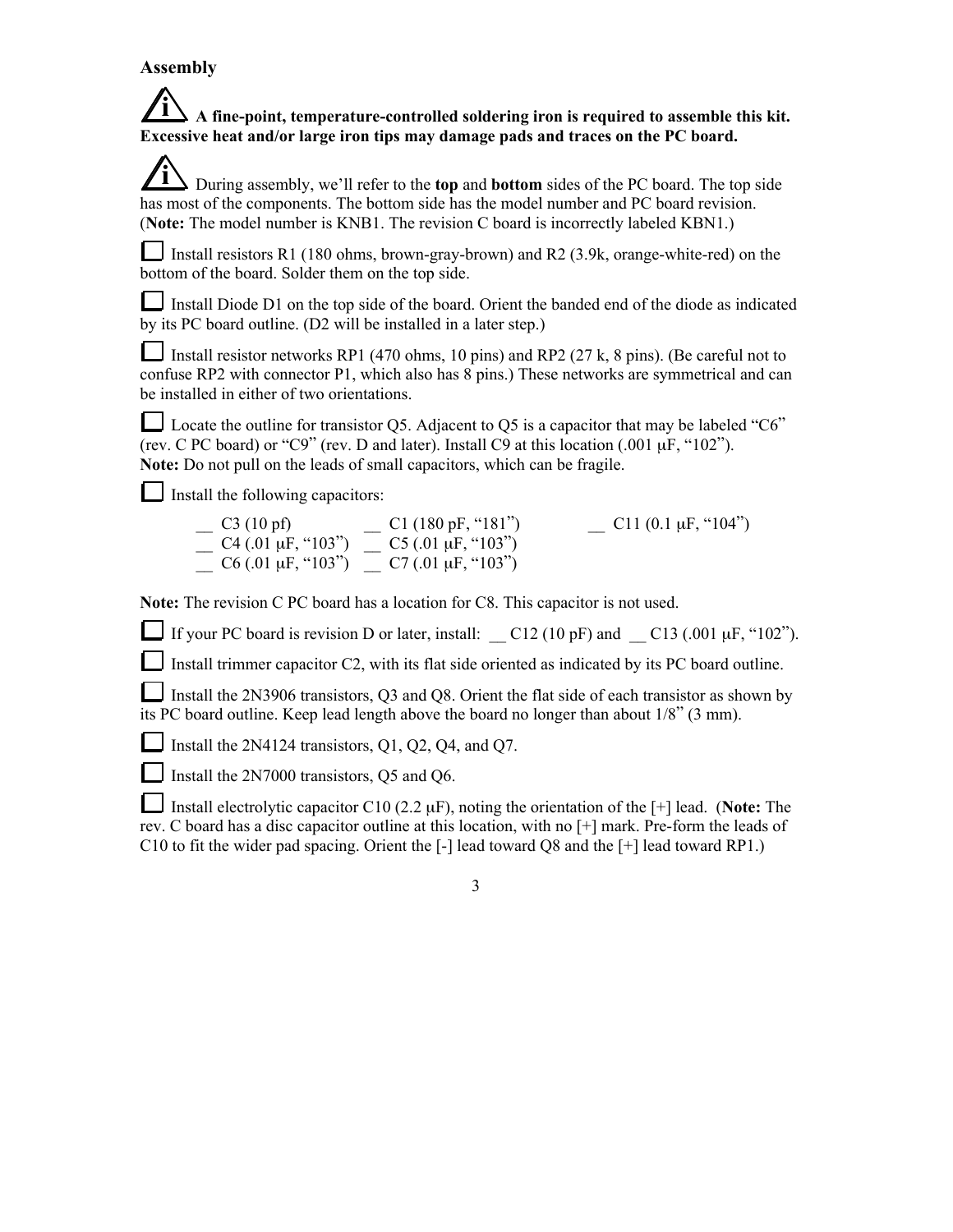## Assembly

**ℹ A fine-point, temperature-controlled soldering iron is required to assemble this kit. Excessive heat and/or large iron tips may damage pads and traces on the PC board.**

ℹ During assembly, we'll refer to the **top** and **bottom** sides of the PC board. The top side has most of the components. The bottom side has the model number and PC board revision. (**Note:** The model number is KNB1. The revision C board is incorrectly labeled KBN1.)

☐ Install resistors R1 (180 ohms, brown-gray-brown) and R2 (3.9k, orange-white-red) on the bottom of the board. Solder them on the top side.

☐ Install Diode D1 on the top side of the board. Orient the banded end of the diode as indicated by its PC board outline. (D2 will be installed in a later step.)

☐ Install resistor networks RP1 (470 ohms, 10 pins) and RP2 (27 k, 8 pins). (Be careful not to confuse RP2 with connector P1, which also has 8 pins.) These networks are symmetrical and can be installed in either of two orientations.

☐ Locate the outline for transistor Q5. Adjacent to Q5 is a capacitor that may be labeled "C6" (rev. C PC board) or "C9" (rev. D and later). Install C9 at this location (.001 μF, "102"). **Note:** Do not pull on the leads of small capacitors, which can be fragile.

☐ Install the following capacitors:

__ C3 (10 pf)
__ C4 (.01 μF, "103")
__ C6 (.01 μF, "103")
__ C1 (180 pF, "181")
__ C5 (.01 μF, "103")
__ C7 (.01 μF, "103")
__ C11 (0.1 μF, "104")

**Note:** The revision C PC board has a location for C8. This capacitor is not used.

☐ If your PC board is revision D or later, install: __ C12 (10 pF) and __ C13 (.001 μF, "102").

☐ Install trimmer capacitor C2, with its flat side oriented as indicated by its PC board outline.

☐ Install the 2N3906 transistors, Q3 and Q8. Orient the flat side of each transistor as shown by its PC board outline. Keep lead length above the board no longer than about 1/8" (3 mm).

☐ Install the 2N4124 transistors, Q1, Q2, Q4, and Q7.

☐ Install the 2N7000 transistors, Q5 and Q6.

☐ Install electrolytic capacitor C10 (2.2 μF), noting the orientation of the [+] lead. (**Note:** The rev. C board has a disc capacitor outline at this location, with no [+] mark. Pre-form the leads of C10 to fit the wider pad spacing. Orient the [-] lead toward Q8 and the [+] lead toward RP1.)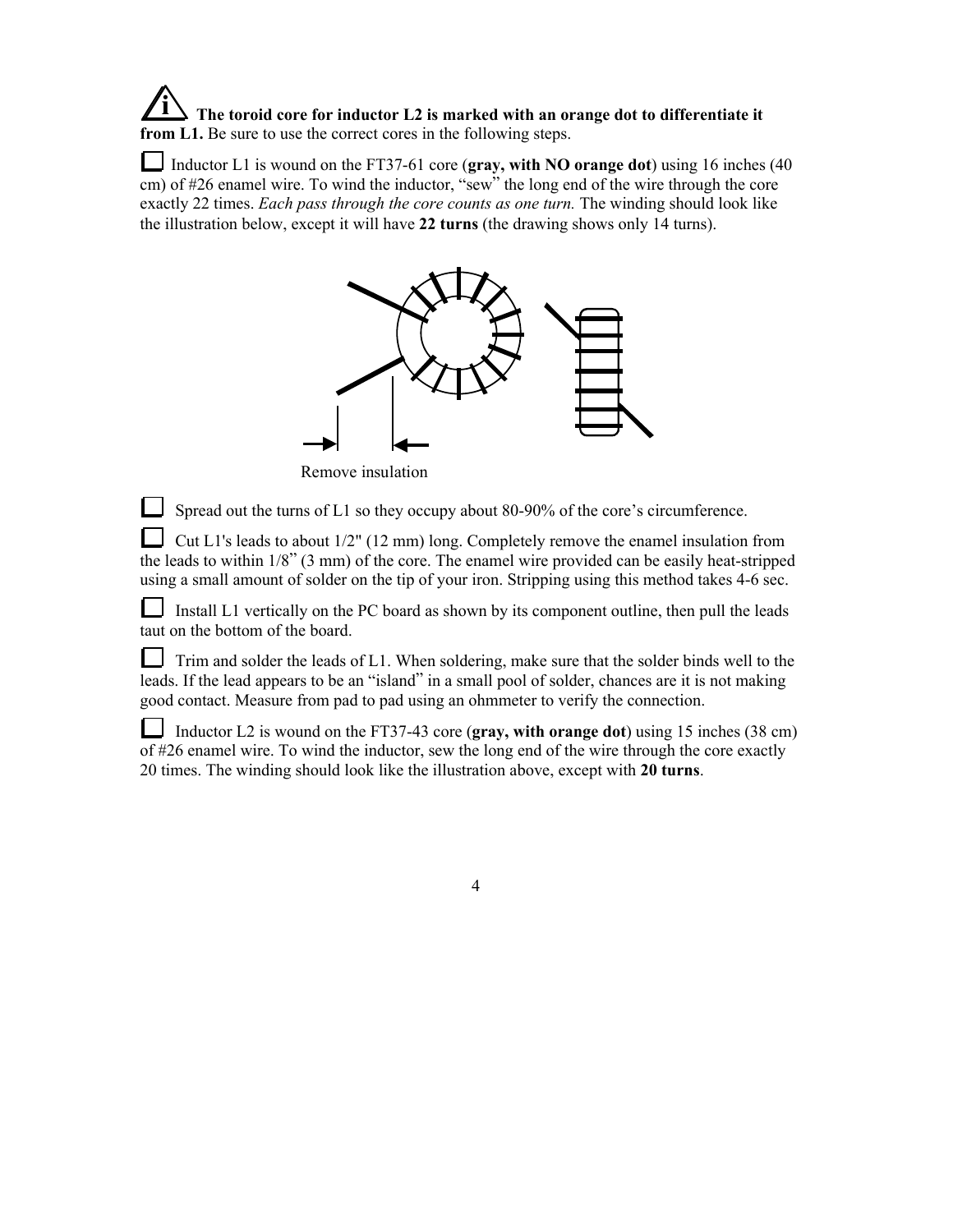**The toroid core for inductor L2 is marked with an orange dot to differentiate it from L1.** Be sure to use the correct cores in the following steps.

☐ Inductor L1 is wound on the FT37-61 core (**gray, with NO orange dot**) using 16 inches (40 cm) of #26 enamel wire. To wind the inductor, "sew" the long end of the wire through the core exactly 22 times. *Each pass through the core counts as one turn.* The winding should look like the illustration below, except it will have **22 turns** (the drawing shows only 14 turns).

Remove insulation

☐ Spread out the turns of L1 so they occupy about 80-90% of the core's circumference.

☐ Cut L1's leads to about 1/2" (12 mm) long. Completely remove the enamel insulation from the leads to within 1/8" (3 mm) of the core. The enamel wire provided can be easily heat-stripped using a small amount of solder on the tip of your iron. Stripping using this method takes 4-6 sec.

☐ Install L1 vertically on the PC board as shown by its component outline, then pull the leads taut on the bottom of the board.

☐ Trim and solder the leads of L1. When soldering, make sure that the solder binds well to the leads. If the lead appears to be an "island" in a small pool of solder, chances are it is not making good contact. Measure from pad to pad using an ohmmeter to verify the connection.

☐ Inductor L2 is wound on the FT37-43 core (**gray, with orange dot**) using 15 inches (38 cm) of #26 enamel wire. To wind the inductor, sew the long end of the wire through the core exactly 20 times. The winding should look like the illustration above, except with **20 turns**.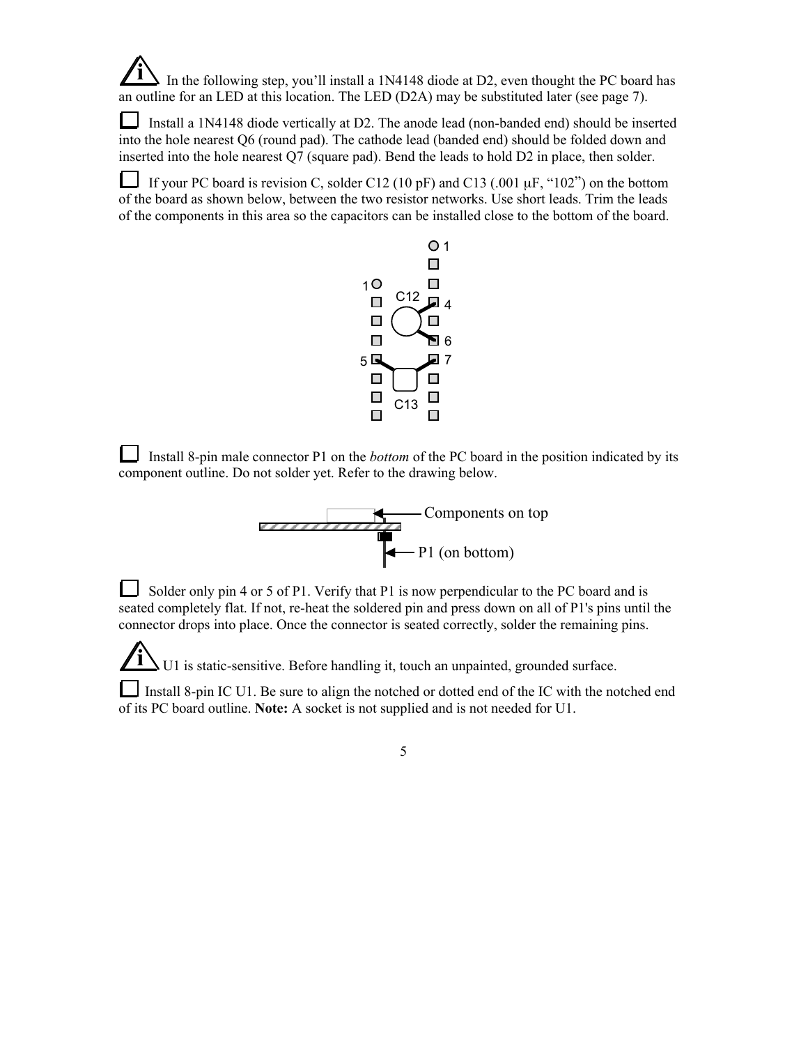In the following step, you'll install a 1N4148 diode at D2, even thought the PC board has an outline for an LED at this location. The LED (D2A) may be substituted later (see page 7).

☐ Install a 1N4148 diode vertically at D2. The anode lead (non-banded end) should be inserted into the hole nearest Q6 (round pad). The cathode lead (banded end) should be folded down and inserted into the hole nearest Q7 (square pad). Bend the leads to hold D2 in place, then solder.

☐ If your PC board is revision C, solder C12 (10 pF) and C13 (.001 µF, "102") on the bottom of the board as shown below, between the two resistor networks. Use short leads. Trim the leads of the components in this area so the capacitors can be installed close to the bottom of the board.

☐ Install 8-pin male connector P1 on the *bottom* of the PC board in the position indicated by its component outline. Do not solder yet. Refer to the drawing below.

☐ Solder only pin 4 or 5 of P1. Verify that P1 is now perpendicular to the PC board and is seated completely flat. If not, re-heat the soldered pin and press down on all of P1's pins until the connector drops into place. Once the connector is seated correctly, solder the remaining pins.

U1 is static-sensitive. Before handling it, touch an unpainted, grounded surface.

☐ Install 8-pin IC U1. Be sure to align the notched or dotted end of the IC with the notched end of its PC board outline. **Note:** A socket is not supplied and is not needed for U1.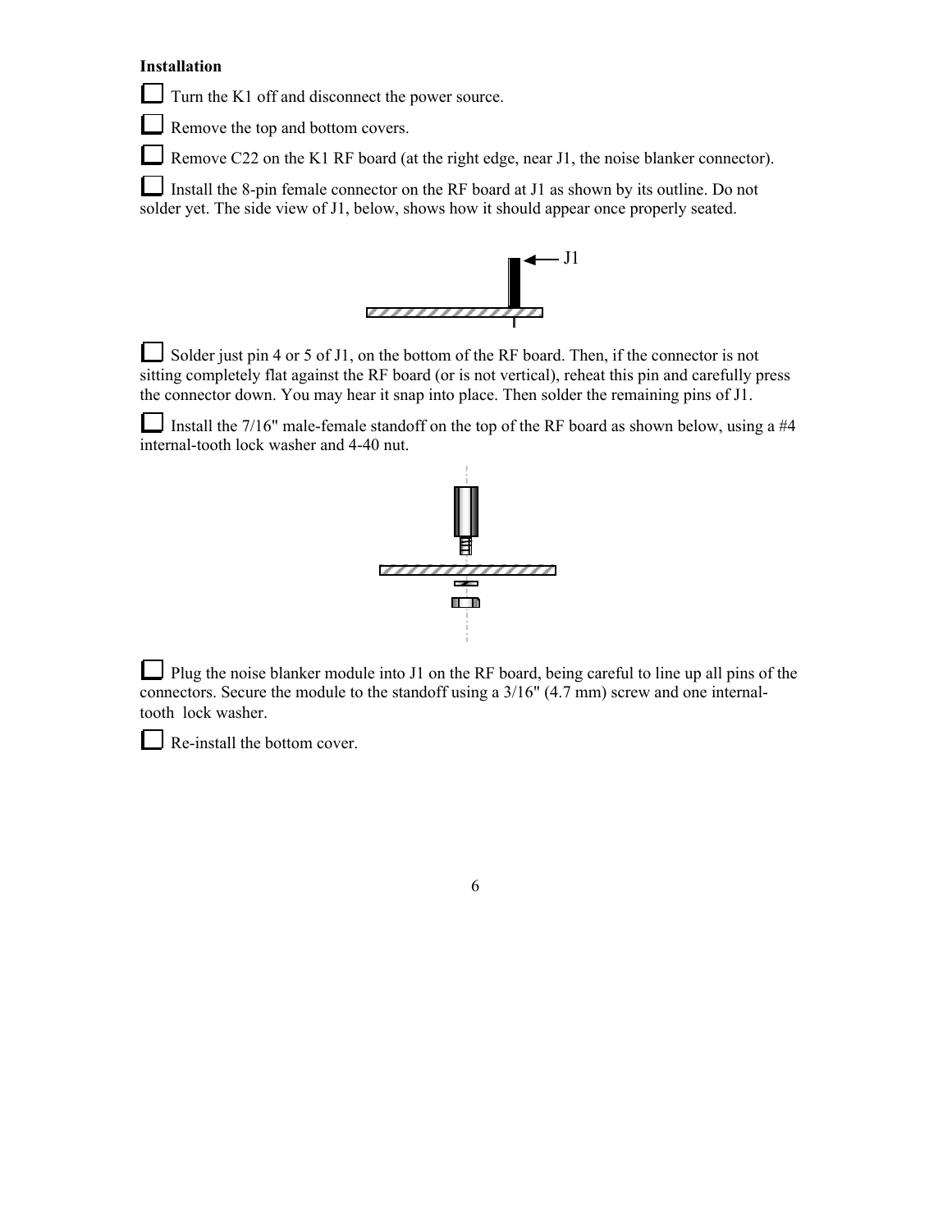**Installation**

☐ Turn the K1 off and disconnect the power source.

☐ Remove the top and bottom covers.

☐ Remove C22 on the K1 RF board (at the right edge, near J1, the noise blanker connector).

☐ Install the 8-pin female connector on the RF board at J1 as shown by its outline. Do not solder yet. The side view of J1, below, shows how it should appear once properly seated.

J1

☐ Solder just pin 4 or 5 of J1, on the bottom of the RF board. Then, if the connector is not sitting completely flat against the RF board (or is not vertical), reheat this pin and carefully press the connector down. You may hear it snap into place. Then solder the remaining pins of J1.

☐ Install the 7/16" male-female standoff on the top of the RF board as shown below, using a #4 internal-tooth lock washer and 4-40 nut.

☐ Plug the noise blanker module into J1 on the RF board, being careful to line up all pins of the connectors. Secure the module to the standoff using a 3/16" (4.7 mm) screw and one internal-tooth lock washer.

☐ Re-install the bottom cover.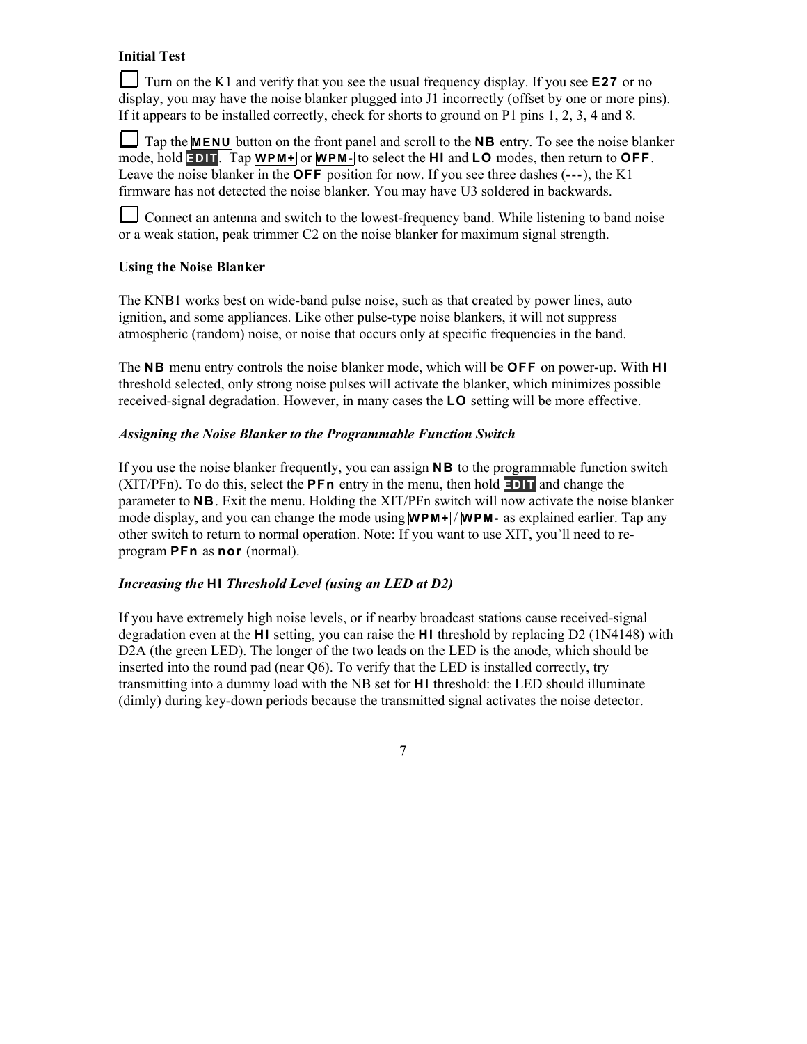**Initial Test**

☐ Turn on the K1 and verify that you see the usual frequency display. If you see **E27** or no display, you may have the noise blanker plugged into J1 incorrectly (offset by one or more pins). If it appears to be installed correctly, check for shorts to ground on P1 pins 1, 2, 3, 4 and 8.

☐ Tap the **MENU** button on the front panel and scroll to the **NB** entry. To see the noise blanker mode, hold **EDIT**. Tap **WPM+** or **WPM-** to select the **HI** and **LO** modes, then return to **OFF**. Leave the noise blanker in the **OFF** position for now. If you see three dashes (**---**), the K1 firmware has not detected the noise blanker. You may have U3 soldered in backwards.

☐ Connect an antenna and switch to the lowest-frequency band. While listening to band noise or a weak station, peak trimmer C2 on the noise blanker for maximum signal strength.

**Using the Noise Blanker**

The KNB1 works best on wide-band pulse noise, such as that created by power lines, auto ignition, and some appliances. Like other pulse-type noise blankers, it will not suppress atmospheric (random) noise, or noise that occurs only at specific frequencies in the band.

The **NB** menu entry controls the noise blanker mode, which will be **OFF** on power-up. With **HI** threshold selected, only strong noise pulses will activate the blanker, which minimizes possible received-signal degradation. However, in many cases the **LO** setting will be more effective.

***Assigning the Noise Blanker to the Programmable Function Switch***

If you use the noise blanker frequently, you can assign **NB** to the programmable function switch (XIT/PFn). To do this, select the **PFn** entry in the menu, then hold **EDIT** and change the parameter to **NB**. Exit the menu. Holding the XIT/PFn switch will now activate the noise blanker mode display, and you can change the mode using **WPM+** / **WPM-** as explained earlier. Tap any other switch to return to normal operation. Note: If you want to use XIT, you'll need to re-program **PFn** as **nor** (normal).

***Increasing the HI Threshold Level (using an LED at D2)***

If you have extremely high noise levels, or if nearby broadcast stations cause received-signal degradation even at the **HI** setting, you can raise the **HI** threshold by replacing D2 (1N4148) with D2A (the green LED). The longer of the two leads on the LED is the anode, which should be inserted into the round pad (near Q6). To verify that the LED is installed correctly, try transmitting into a dummy load with the NB set for **HI** threshold: the LED should illuminate (dimly) during key-down periods because the transmitted signal activates the noise detector.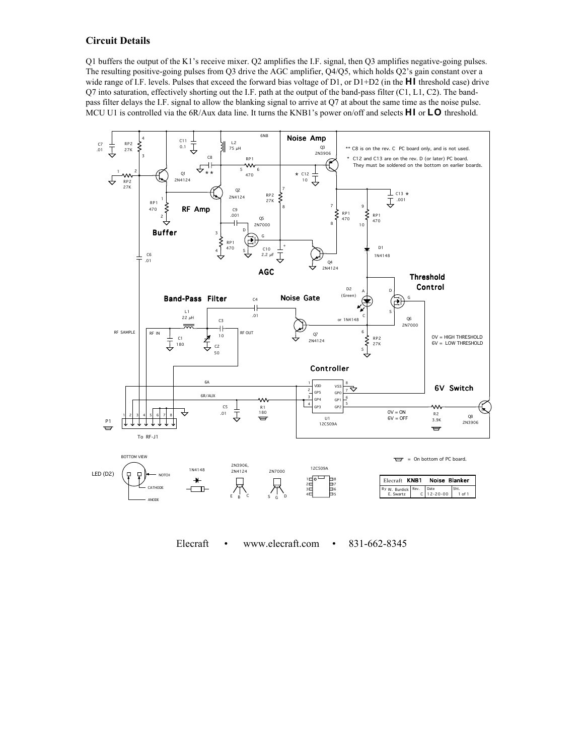### Circuit Details

Q1 buffers the output of the K1's receive mixer. Q2 amplifies the I.F. signal, then Q3 amplifies negative-going pulses. The resulting positive-going pulses from Q3 drive the AGC amplifier, Q4/Q5, which holds Q2's gain constant over a wide range of I.F. levels. Pulses that exceed the forward bias voltage of D1, or D1+D2 (in the **HI** threshold case) drive Q7 into saturation, effectively shorting out the I.F. path at the output of the band-pass filter (C1, L1, C2). The band-pass filter delays the I.F. signal to allow the blanking signal to arrive at Q7 at about the same time as the noise pulse. MCU U1 is controlled via the 6R/Aux data line. It turns the KNB1's power on/off and selects **HI** or **LO** threshold.

Buffer
RF Amp
Noise Amp
AGC
Band-Pass Filter
Noise Gate
Threshold Control
Controller
6V Switch

\*\* C8 is on the rev. C PC board only, and is not used.
\* C12 and C13 are on the rev. D (or later) PC board. They must be soldered on the bottom on earlier boards.

0V = HIGH THRESHOLD
6V = LOW THRESHOLD

0V = ON
6V = OFF

= On bottom of PC board.

| Elecraft **KNB1 Noise Blanker** | | | |
|---|---|---|---|
| By W. Burdick, E. Swartz | Rev. C | Date 12-20-00 | Sht. 1 of 1 |

Elecraft • www.elecraft.com • 831-662-8345